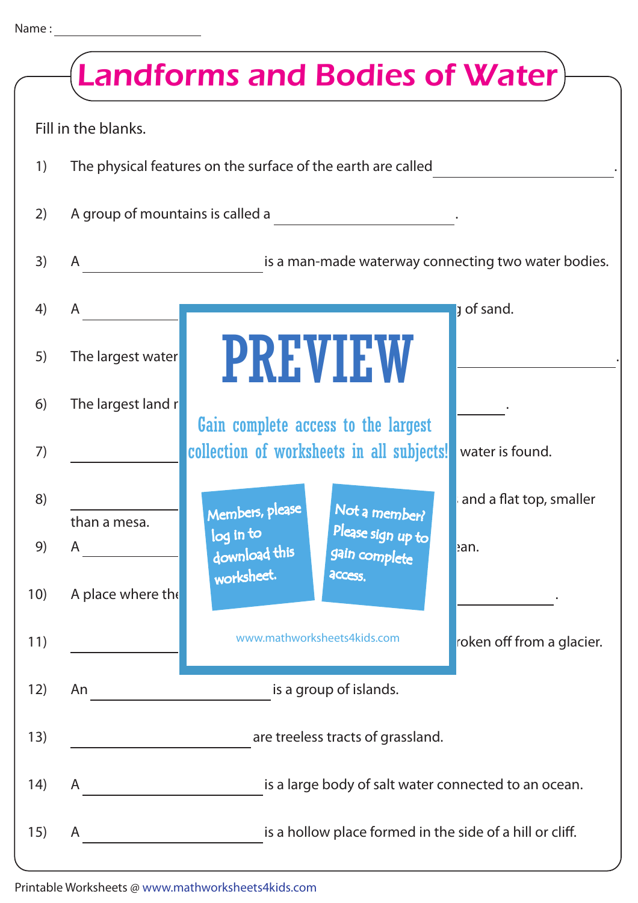Name : ____________________

# Landforms and Bodies of Water

Fill in the blanks.

1) The physical features on the surface of the earth are called ____________________.

2) A group of mountains is called a ____________________.

3) A ____________________ is a man-made waterway connecting two water bodies.

4) A ____________________ g of sand.

5) The largest water ____________________.

6) The largest land r ____________________.

7) ____________________ water is found.

8) ____________________ and a flat top, smaller than a mesa.

9) A ____________________ ean.

10) A place where the ____________________.

11) ____________________ roken off from a glacier.

12) An ____________________ is a group of islands.

13) ____________________ are treeless tracts of grassland.

14) A ____________________ is a large body of salt water connected to an ocean.

15) A ____________________ is a hollow place formed in the side of a hill or cliff.

PREVIEW

Gain complete access to the largest collection of worksheets in all subjects!

Members, please log in to download this worksheet.

Not a member? Please sign up to gain complete access.

www.mathworksheets4kids.com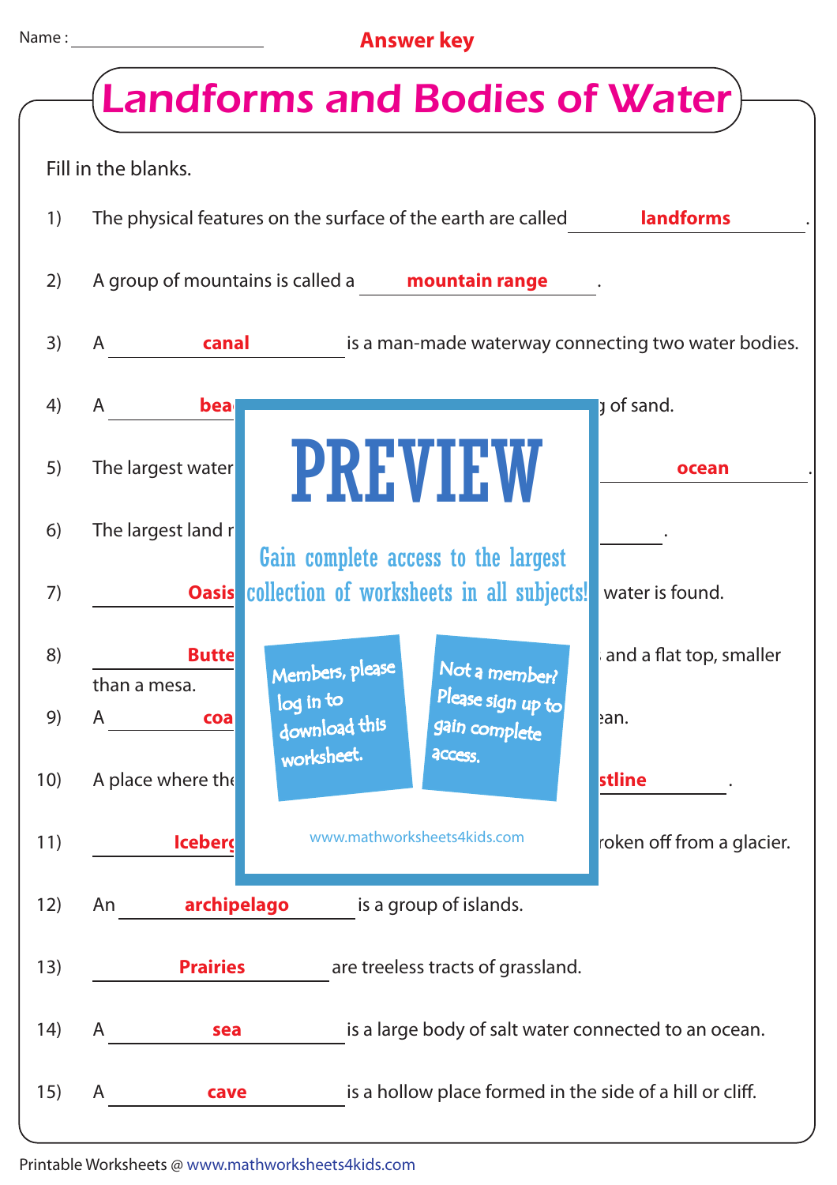Name : ____________________

**Answer key**

# Landforms and Bodies of Water

Fill in the blanks.

1) The physical features on the surface of the earth are called **landforms**.

2) A group of mountains is called a **mountain range**.

3) A **canal** is a man-made waterway connecting two water bodies.

4) A **bea**... of sand.

5) The largest water ... **ocean**.

6) The largest land ...

7) **Oasis** ... water is found.

8) **Butte** ... and a flat top, smaller than a mesa.

9) A **coa**... ean.

10) A place where the ... **stline**.

11) **Icebarg** ... roken off from a glacier.

12) An **archipelago** is a group of islands.

13) **Prairies** are treeless tracts of grassland.

14) A **sea** is a large body of salt water connected to an ocean.

15) A **cave** is a hollow place formed in the side of a hill or cliff.

PREVIEW

Gain complete access to the largest collection of worksheets in all subjects!

Members, please log in to download this worksheet.

Not a member? Please sign up to gain complete access.

www.mathworksheets4kids.com

Printable Worksheets @ www.mathworksheets4kids.com